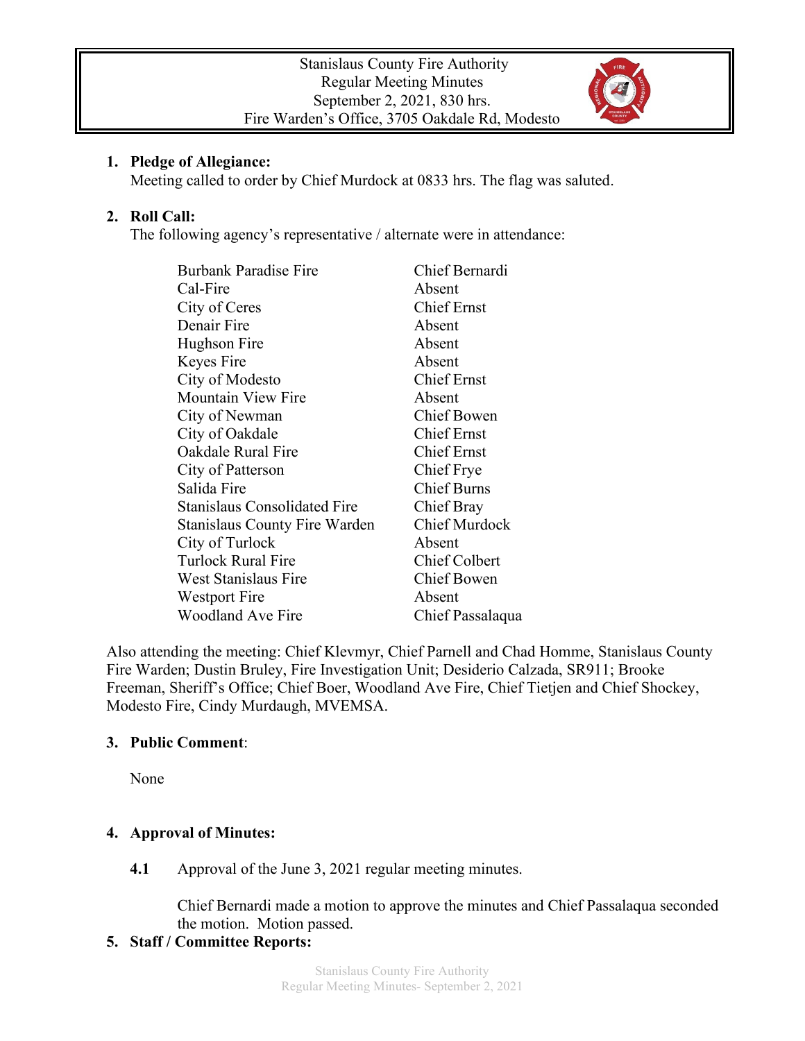Stanislaus County Fire Authority
Regular Meeting Minutes
September 2, 2021, 830 hrs.
Fire Warden's Office, 3705 Oakdale Rd, Modesto

1. **Pledge of Allegiance:**
   Meeting called to order by Chief Murdock at 0833 hrs. The flag was saluted.

2. **Roll Call:**
   The following agency's representative / alternate were in attendance:

| | |
|---|---|
| Burbank Paradise Fire | Chief Bernardi |
| Cal-Fire | Absent |
| City of Ceres | Chief Ernst |
| Denair Fire | Absent |
| Hughson Fire | Absent |
| Keyes Fire | Absent |
| City of Modesto | Chief Ernst |
| Mountain View Fire | Absent |
| City of Newman | Chief Bowen |
| City of Oakdale | Chief Ernst |
| Oakdale Rural Fire | Chief Ernst |
| City of Patterson | Chief Frye |
| Salida Fire | Chief Burns |
| Stanislaus Consolidated Fire | Chief Bray |
| Stanislaus County Fire Warden | Chief Murdock |
| City of Turlock | Absent |
| Turlock Rural Fire | Chief Colbert |
| West Stanislaus Fire | Chief Bowen |
| Westport Fire | Absent |
| Woodland Ave Fire | Chief Passalaqua |

Also attending the meeting: Chief Klevmyr, Chief Parnell and Chad Homme, Stanislaus County Fire Warden; Dustin Bruley, Fire Investigation Unit; Desiderio Calzada, SR911; Brooke Freeman, Sheriff's Office; Chief Boer, Woodland Ave Fire, Chief Tietjen and Chief Shockey, Modesto Fire, Cindy Murdaugh, MVEMSA.

3. **Public Comment**:

   None

4. **Approval of Minutes:**

   **4.1** Approval of the June 3, 2021 regular meeting minutes.

   Chief Bernardi made a motion to approve the minutes and Chief Passalaqua seconded the motion. Motion passed.

5. **Staff / Committee Reports:**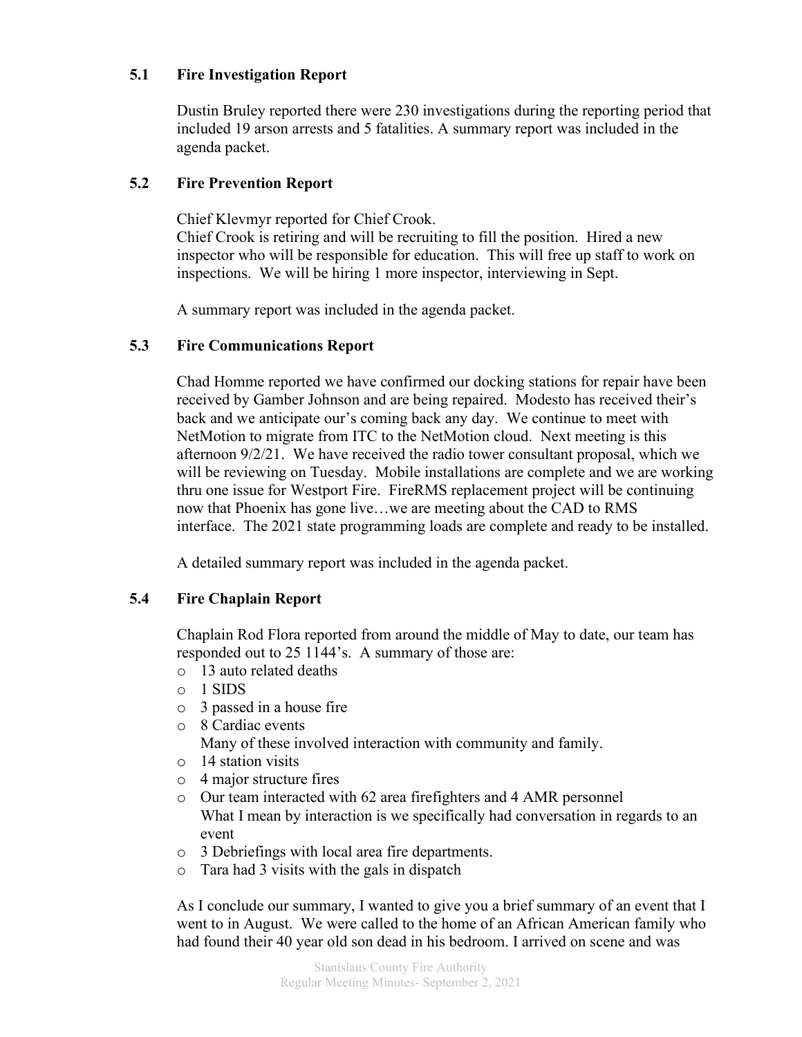### 5.1 Fire Investigation Report

Dustin Bruley reported there were 230 investigations during the reporting period that included 19 arson arrests and 5 fatalities. A summary report was included in the agenda packet.

### 5.2 Fire Prevention Report

Chief Klevmyr reported for Chief Crook.
Chief Crook is retiring and will be recruiting to fill the position. Hired a new inspector who will be responsible for education. This will free up staff to work on inspections. We will be hiring 1 more inspector, interviewing in Sept.

A summary report was included in the agenda packet.

### 5.3 Fire Communications Report

Chad Homme reported we have confirmed our docking stations for repair have been received by Gamber Johnson and are being repaired. Modesto has received their's back and we anticipate our's coming back any day. We continue to meet with NetMotion to migrate from ITC to the NetMotion cloud. Next meeting is this afternoon 9/2/21. We have received the radio tower consultant proposal, which we will be reviewing on Tuesday. Mobile installations are complete and we are working thru one issue for Westport Fire. FireRMS replacement project will be continuing now that Phoenix has gone live…we are meeting about the CAD to RMS interface. The 2021 state programming loads are complete and ready to be installed.

A detailed summary report was included in the agenda packet.

### 5.4 Fire Chaplain Report

Chaplain Rod Flora reported from around the middle of May to date, our team has responded out to 25 1144's. A summary of those are:

- 13 auto related deaths
- 1 SIDS
- 3 passed in a house fire
- 8 Cardiac events
  Many of these involved interaction with community and family.
- 14 station visits
- 4 major structure fires
- Our team interacted with 62 area firefighters and 4 AMR personnel
  What I mean by interaction is we specifically had conversation in regards to an event
- 3 Debriefings with local area fire departments.
- Tara had 3 visits with the gals in dispatch

As I conclude our summary, I wanted to give you a brief summary of an event that I went to in August. We were called to the home of an African American family who had found their 40 year old son dead in his bedroom. I arrived on scene and was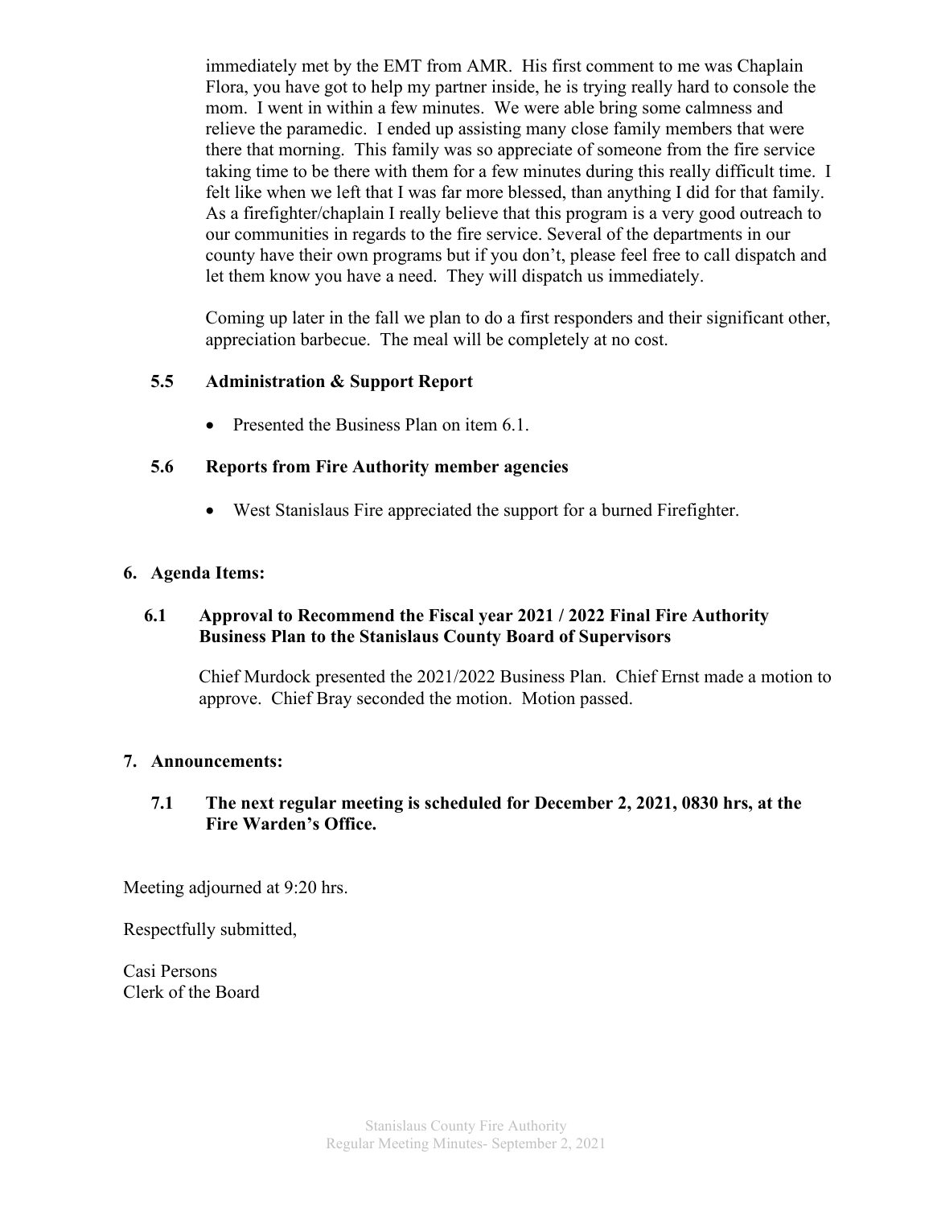immediately met by the EMT from AMR. His first comment to me was Chaplain Flora, you have got to help my partner inside, he is trying really hard to console the mom. I went in within a few minutes. We were able bring some calmness and relieve the paramedic. I ended up assisting many close family members that were there that morning. This family was so appreciate of someone from the fire service taking time to be there with them for a few minutes during this really difficult time. I felt like when we left that I was far more blessed, than anything I did for that family. As a firefighter/chaplain I really believe that this program is a very good outreach to our communities in regards to the fire service. Several of the departments in our county have their own programs but if you don't, please feel free to call dispatch and let them know you have a need. They will dispatch us immediately.

Coming up later in the fall we plan to do a first responders and their significant other, appreciation barbecue. The meal will be completely at no cost.

### 5.5 Administration & Support Report

- Presented the Business Plan on item 6.1.

### 5.6 Reports from Fire Authority member agencies

- West Stanislaus Fire appreciated the support for a burned Firefighter.

## 6. Agenda Items:

### 6.1 Approval to Recommend the Fiscal year 2021 / 2022 Final Fire Authority Business Plan to the Stanislaus County Board of Supervisors

Chief Murdock presented the 2021/2022 Business Plan. Chief Ernst made a motion to approve. Chief Bray seconded the motion. Motion passed.

## 7. Announcements:

### 7.1 The next regular meeting is scheduled for December 2, 2021, 0830 hrs, at the Fire Warden's Office.

Meeting adjourned at 9:20 hrs.

Respectfully submitted,

Casi Persons
Clerk of the Board